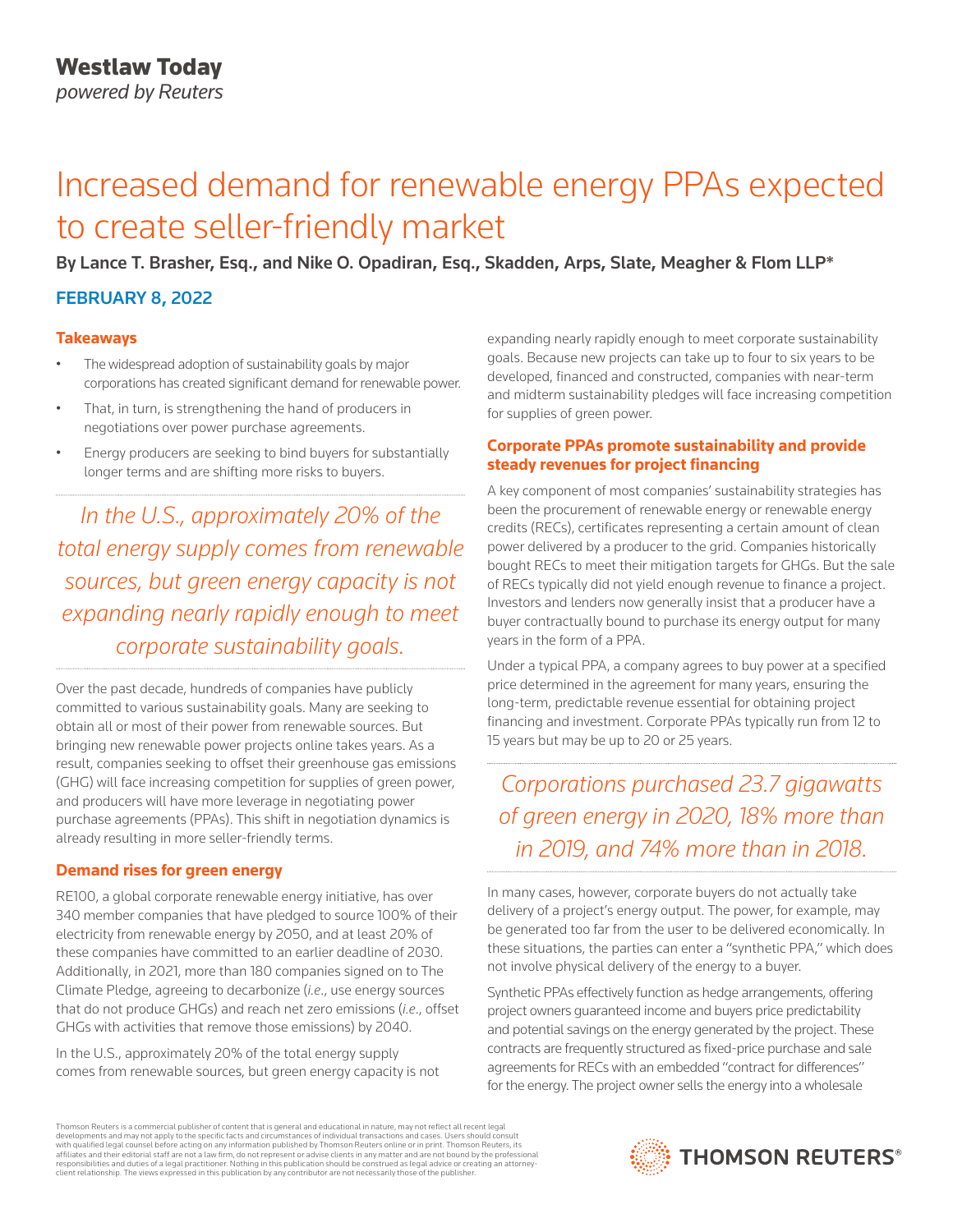**Westlaw Today**
*powered by Reuters*

# Increased demand for renewable energy PPAs expected to create seller-friendly market

**By Lance T. Brasher, Esq., and Nike O. Opadiran, Esq., Skadden, Arps, Slate, Meagher & Flom LLP***

**FEBRUARY 8, 2022**

### Takeaways

- The widespread adoption of sustainability goals by major corporations has created significant demand for renewable power.
- That, in turn, is strengthening the hand of producers in negotiations over power purchase agreements.
- Energy producers are seeking to bind buyers for substantially longer terms and are shifting more risks to buyers.

*In the U.S., approximately 20% of the total energy supply comes from renewable sources, but green energy capacity is not expanding nearly rapidly enough to meet corporate sustainability goals.*

Over the past decade, hundreds of companies have publicly committed to various sustainability goals. Many are seeking to obtain all or most of their power from renewable sources. But bringing new renewable power projects online takes years. As a result, companies seeking to offset their greenhouse gas emissions (GHG) will face increasing competition for supplies of green power, and producers will have more leverage in negotiating power purchase agreements (PPAs). This shift in negotiation dynamics is already resulting in more seller-friendly terms.

### Demand rises for green energy

RE100, a global corporate renewable energy initiative, has over 340 member companies that have pledged to source 100% of their electricity from renewable energy by 2050, and at least 20% of these companies have committed to an earlier deadline of 2030. Additionally, in 2021, more than 180 companies signed on to The Climate Pledge, agreeing to decarbonize (*i.e.*, use energy sources that do not produce GHGs) and reach net zero emissions (*i.e.*, offset GHGs with activities that remove those emissions) by 2040.

In the U.S., approximately 20% of the total energy supply comes from renewable sources, but green energy capacity is not expanding nearly rapidly enough to meet corporate sustainability goals. Because new projects can take up to four to six years to be developed, financed and constructed, companies with near-term and midterm sustainability pledges will face increasing competition for supplies of green power.

### Corporate PPAs promote sustainability and provide steady revenues for project financing

A key component of most companies' sustainability strategies has been the procurement of renewable energy or renewable energy credits (RECs), certificates representing a certain amount of clean power delivered by a producer to the grid. Companies historically bought RECs to meet their mitigation targets for GHGs. But the sale of RECs typically did not yield enough revenue to finance a project. Investors and lenders now generally insist that a producer have a buyer contractually bound to purchase its energy output for many years in the form of a PPA.

Under a typical PPA, a company agrees to buy power at a specified price determined in the agreement for many years, ensuring the long-term, predictable revenue essential for obtaining project financing and investment. Corporate PPAs typically run from 12 to 15 years but may be up to 20 or 25 years.

*Corporations purchased 23.7 gigawatts of green energy in 2020, 18% more than in 2019, and 74% more than in 2018.*

In many cases, however, corporate buyers do not actually take delivery of a project's energy output. The power, for example, may be generated too far from the user to be delivered economically. In these situations, the parties can enter a "synthetic PPA," which does not involve physical delivery of the energy to a buyer.

Synthetic PPAs effectively function as hedge arrangements, offering project owners guaranteed income and buyers price predictability and potential savings on the energy generated by the project. These contracts are frequently structured as fixed-price purchase and sale agreements for RECs with an embedded "contract for differences" for the energy. The project owner sells the energy into a wholesale

Thomson Reuters is a commercial publisher of content that is general and educational in nature, may not reflect all recent legal developments and may not apply to the specific facts and circumstances of individual transactions and cases. Users should consult with qualified legal counsel before acting on any information published by Thomson Reuters online or in print. Thomson Reuters, its affiliates and their editorial staff are not a law firm, do not represent or advise clients in any matter and are not bound by the professional responsibilities and duties of a legal practitioner. Nothing in this publication should be construed as legal advice or creating an attorney-client relationship. The views expressed in this publication by any contributor are not necessarily those of the publisher.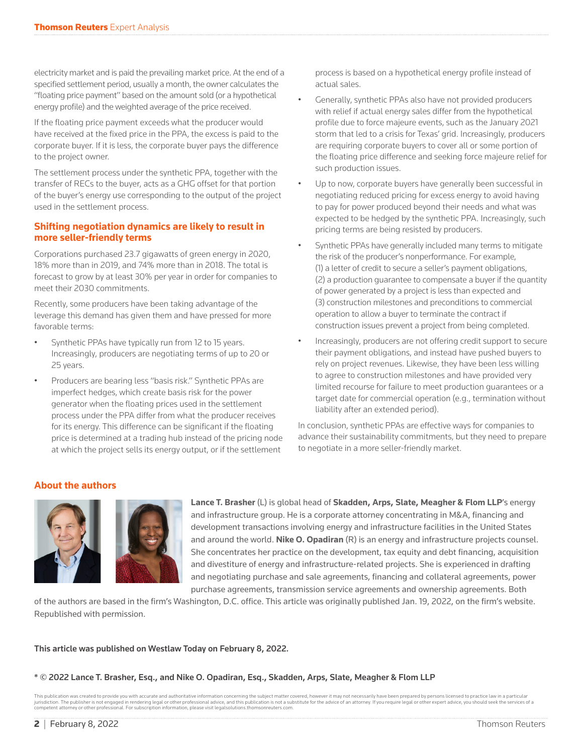electricity market and is paid the prevailing market price. At the end of a specified settlement period, usually a month, the owner calculates the "floating price payment" based on the amount sold (or a hypothetical energy profile) and the weighted average of the price received.

If the floating price payment exceeds what the producer would have received at the fixed price in the PPA, the excess is paid to the corporate buyer. If it is less, the corporate buyer pays the difference to the project owner.

The settlement process under the synthetic PPA, together with the transfer of RECs to the buyer, acts as a GHG offset for that portion of the buyer's energy use corresponding to the output of the project used in the settlement process.

## Shifting negotiation dynamics are likely to result in more seller-friendly terms

Corporations purchased 23.7 gigawatts of green energy in 2020, 18% more than in 2019, and 74% more than in 2018. The total is forecast to grow by at least 30% per year in order for companies to meet their 2030 commitments.

Recently, some producers have been taking advantage of the leverage this demand has given them and have pressed for more favorable terms:

- Synthetic PPAs have typically run from 12 to 15 years. Increasingly, producers are negotiating terms of up to 20 or 25 years.
- Producers are bearing less "basis risk." Synthetic PPAs are imperfect hedges, which create basis risk for the power generator when the floating prices used in the settlement process under the PPA differ from what the producer receives for its energy. This difference can be significant if the floating price is determined at a trading hub instead of the pricing node at which the project sells its energy output, or if the settlement process is based on a hypothetical energy profile instead of actual sales.
- Generally, synthetic PPAs also have not provided producers with relief if actual energy sales differ from the hypothetical profile due to force majeure events, such as the January 2021 storm that led to a crisis for Texas' grid. Increasingly, producers are requiring corporate buyers to cover all or some portion of the floating price difference and seeking force majeure relief for such production issues.
- Up to now, corporate buyers have generally been successful in negotiating reduced pricing for excess energy to avoid having to pay for power produced beyond their needs and what was expected to be hedged by the synthetic PPA. Increasingly, such pricing terms are being resisted by producers.
- Synthetic PPAs have generally included many terms to mitigate the risk of the producer's nonperformance. For example, (1) a letter of credit to secure a seller's payment obligations, (2) a production guarantee to compensate a buyer if the quantity of power generated by a project is less than expected and (3) construction milestones and preconditions to commercial operation to allow a buyer to terminate the contract if construction issues prevent a project from being completed.
- Increasingly, producers are not offering credit support to secure their payment obligations, and instead have pushed buyers to rely on project revenues. Likewise, they have been less willing to agree to construction milestones and have provided very limited recourse for failure to meet production guarantees or a target date for commercial operation (e.g., termination without liability after an extended period).

In conclusion, synthetic PPAs are effective ways for companies to advance their sustainability commitments, but they need to prepare to negotiate in a more seller-friendly market.

## About the authors

**Lance T. Brasher** (L) is global head of **Skadden, Arps, Slate, Meagher & Flom LLP**'s energy and infrastructure group. He is a corporate attorney concentrating in M&A, financing and development transactions involving energy and infrastructure facilities in the United States and around the world. **Nike O. Opadiran** (R) is an energy and infrastructure projects counsel. She concentrates her practice on the development, tax equity and debt financing, acquisition and divestiture of energy and infrastructure-related projects. She is experienced in drafting and negotiating purchase and sale agreements, financing and collateral agreements, power purchase agreements, transmission service agreements and ownership agreements. Both of the authors are based in the firm's Washington, D.C. office. This article was originally published Jan. 19, 2022, on the firm's website. Republished with permission.

**This article was published on Westlaw Today on February 8, 2022.**

**\* © 2022 Lance T. Brasher, Esq., and Nike O. Opadiran, Esq., Skadden, Arps, Slate, Meagher & Flom LLP**

This publication was created to provide you with accurate and authoritative information concerning the subject matter covered, however it may not necessarily have been prepared by persons licensed to practice law in a particular jurisdiction. The publisher is not engaged in rendering legal or other professional advice, and this publication is not a substitute for the advice of an attorney. If you require legal or other expert advice, you should seek the services of a competent attorney or other professional. For subscription information, please visit legalsolutions.thomsonreuters.com.